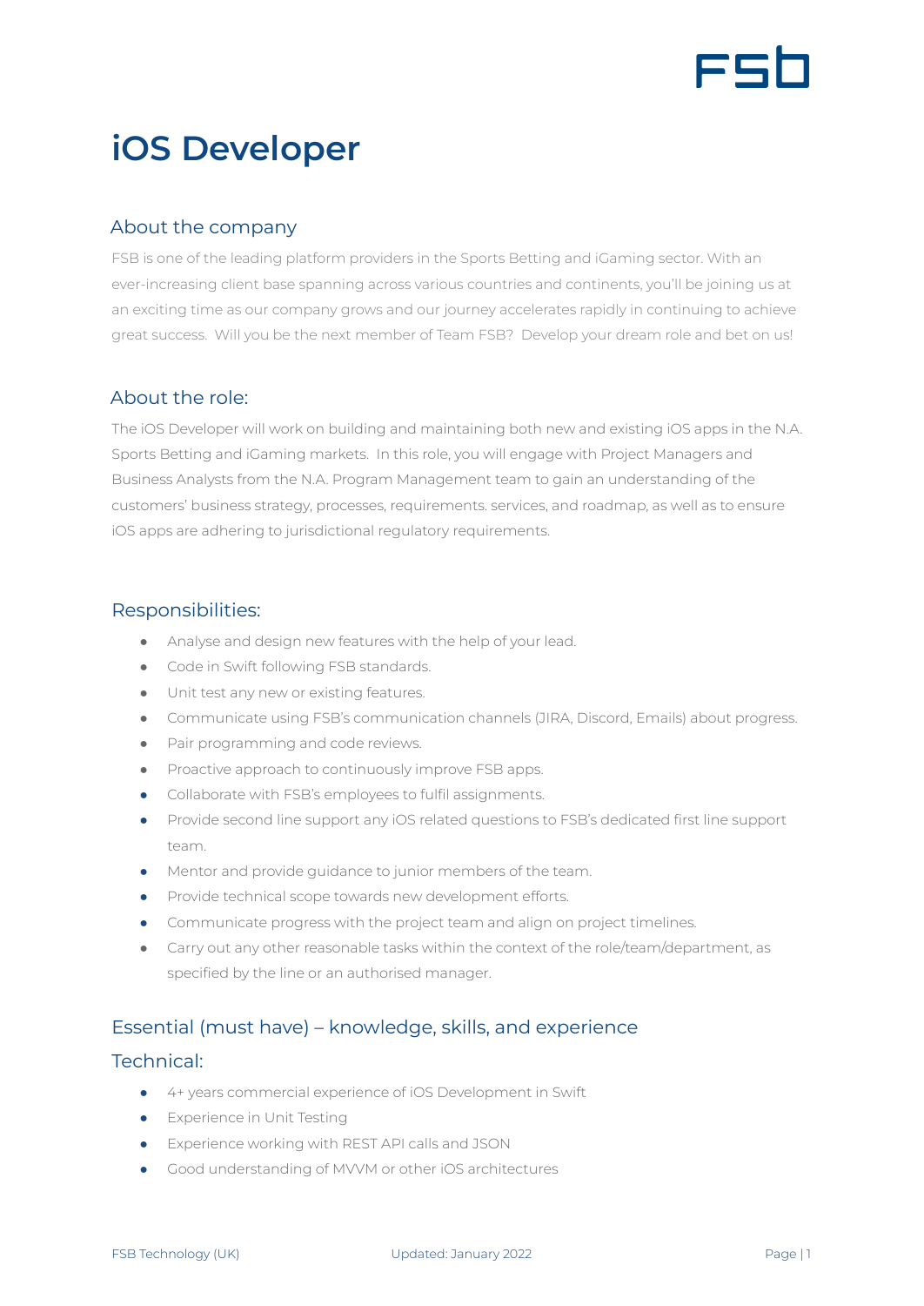# iOS Developer

## About the company

FSB is one of the leading platform providers in the Sports Betting and iGaming sector. With an ever-increasing client base spanning across various countries and continents, you'll be joining us at an exciting time as our company grows and our journey accelerates rapidly in continuing to achieve great success. Will you be the next member of Team FSB? Develop your dream role and bet on us!

## About the role:

The iOS Developer will work on building and maintaining both new and existing iOS apps in the N.A. Sports Betting and iGaming markets. In this role, you will engage with Project Managers and Business Analysts from the N.A. Program Management team to gain an understanding of the customers' business strategy, processes, requirements. services, and roadmap, as well as to ensure iOS apps are adhering to jurisdictional regulatory requirements.

## Responsibilities:

- Analyse and design new features with the help of your lead.
- Code in Swift following FSB standards.
- Unit test any new or existing features.
- Communicate using FSB's communication channels (JIRA, Discord, Emails) about progress.
- Pair programming and code reviews.
- Proactive approach to continuously improve FSB apps.
- Collaborate with FSB's employees to fulfil assignments.
- Provide second line support any iOS related questions to FSB's dedicated first line support team.
- Mentor and provide guidance to junior members of the team.
- Provide technical scope towards new development efforts.
- Communicate progress with the project team and align on project timelines.
- Carry out any other reasonable tasks within the context of the role/team/department, as specified by the line or an authorised manager.

## Essential (must have) – knowledge, skills, and experience

### Technical:

- 4+ years commercial experience of iOS Development in Swift
- Experience in Unit Testing
- Experience working with REST API calls and JSON
- Good understanding of MVVM or other iOS architectures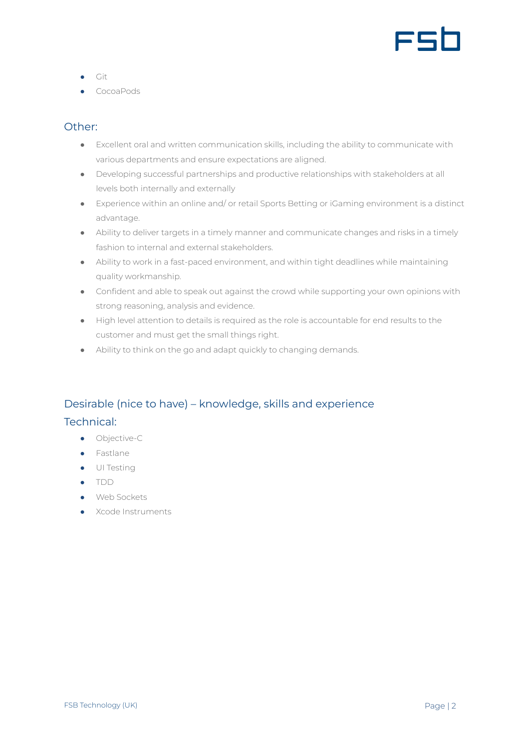- Git
- CocoaPods

## Other:

- Excellent oral and written communication skills, including the ability to communicate with various departments and ensure expectations are aligned.
- Developing successful partnerships and productive relationships with stakeholders at all levels both internally and externally
- Experience within an online and/ or retail Sports Betting or iGaming environment is a distinct advantage.
- Ability to deliver targets in a timely manner and communicate changes and risks in a timely fashion to internal and external stakeholders.
- Ability to work in a fast-paced environment, and within tight deadlines while maintaining quality workmanship.
- Confident and able to speak out against the crowd while supporting your own opinions with strong reasoning, analysis and evidence.
- High level attention to details is required as the role is accountable for end results to the customer and must get the small things right.
- Ability to think on the go and adapt quickly to changing demands.

## Desirable (nice to have) – knowledge, skills and experience

## Technical:

- Objective-C
- Fastlane
- UI Testing
- TDD
- Web Sockets
- Xcode Instruments